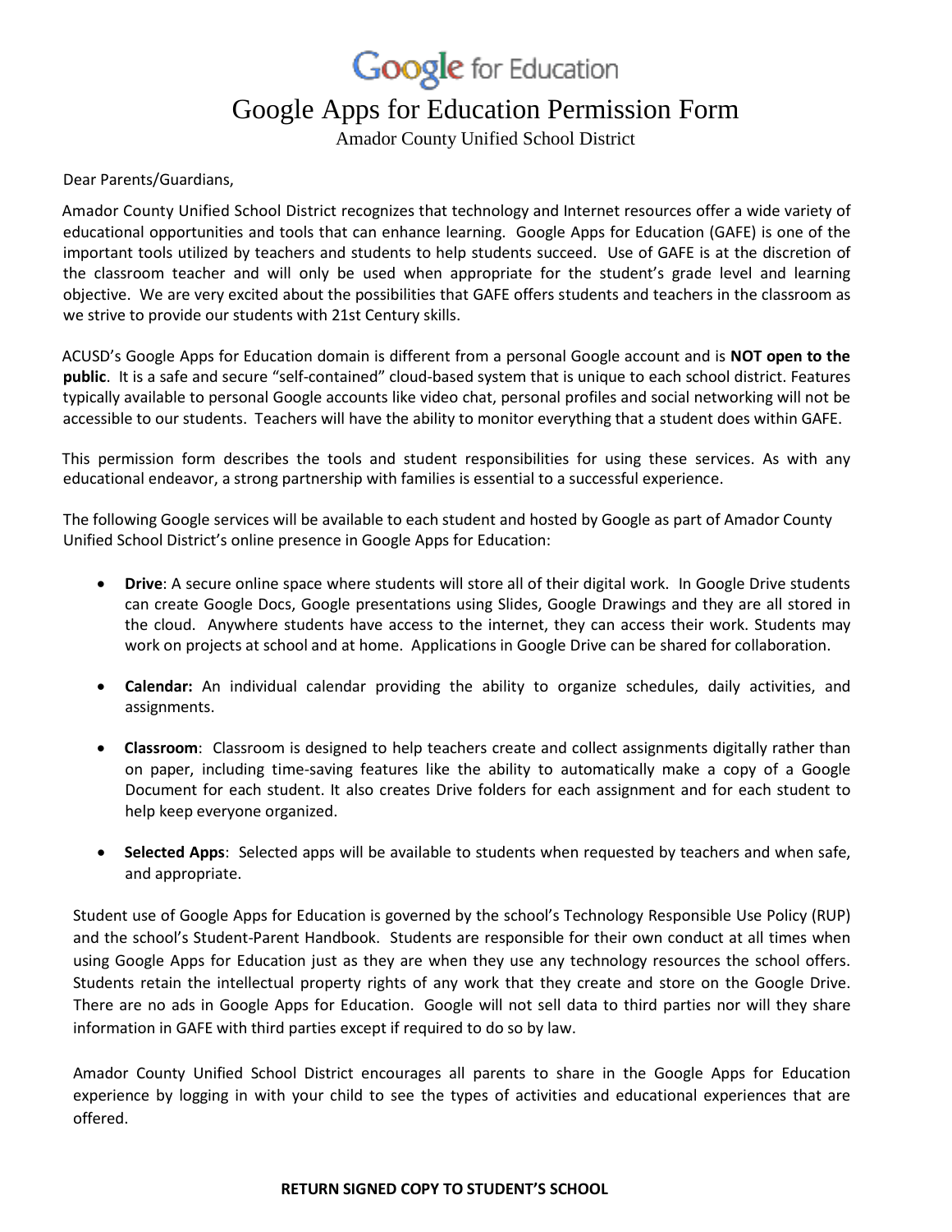Google for Education

# Google Apps for Education Permission Form

Amador County Unified School District

Dear Parents/Guardians,

Amador County Unified School District recognizes that technology and Internet resources offer a wide variety of educational opportunities and tools that can enhance learning. Google Apps for Education (GAFE) is one of the important tools utilized by teachers and students to help students succeed. Use of GAFE is at the discretion of the classroom teacher and will only be used when appropriate for the student's grade level and learning objective. We are very excited about the possibilities that GAFE offers students and teachers in the classroom as we strive to provide our students with 21st Century skills.

ACUSD's Google Apps for Education domain is different from a personal Google account and is **NOT open to the public**. It is a safe and secure "self-contained" cloud-based system that is unique to each school district. Features typically available to personal Google accounts like video chat, personal profiles and social networking will not be accessible to our students. Teachers will have the ability to monitor everything that a student does within GAFE.

This permission form describes the tools and student responsibilities for using these services. As with any educational endeavor, a strong partnership with families is essential to a successful experience.

The following Google services will be available to each student and hosted by Google as part of Amador County Unified School District's online presence in Google Apps for Education:

- **Drive**: A secure online space where students will store all of their digital work. In Google Drive students can create Google Docs, Google presentations using Slides, Google Drawings and they are all stored in the cloud. Anywhere students have access to the internet, they can access their work. Students may work on projects at school and at home. Applications in Google Drive can be shared for collaboration.

- **Calendar:** An individual calendar providing the ability to organize schedules, daily activities, and assignments.

- **Classroom**: Classroom is designed to help teachers create and collect assignments digitally rather than on paper, including time-saving features like the ability to automatically make a copy of a Google Document for each student. It also creates Drive folders for each assignment and for each student to help keep everyone organized.

- **Selected Apps**: Selected apps will be available to students when requested by teachers and when safe, and appropriate.

Student use of Google Apps for Education is governed by the school's Technology Responsible Use Policy (RUP) and the school's Student-Parent Handbook. Students are responsible for their own conduct at all times when using Google Apps for Education just as they are when they use any technology resources the school offers. Students retain the intellectual property rights of any work that they create and store on the Google Drive. There are no ads in Google Apps for Education. Google will not sell data to third parties nor will they share information in GAFE with third parties except if required to do so by law.

Amador County Unified School District encourages all parents to share in the Google Apps for Education experience by logging in with your child to see the types of activities and educational experiences that are offered.

**RETURN SIGNED COPY TO STUDENT'S SCHOOL**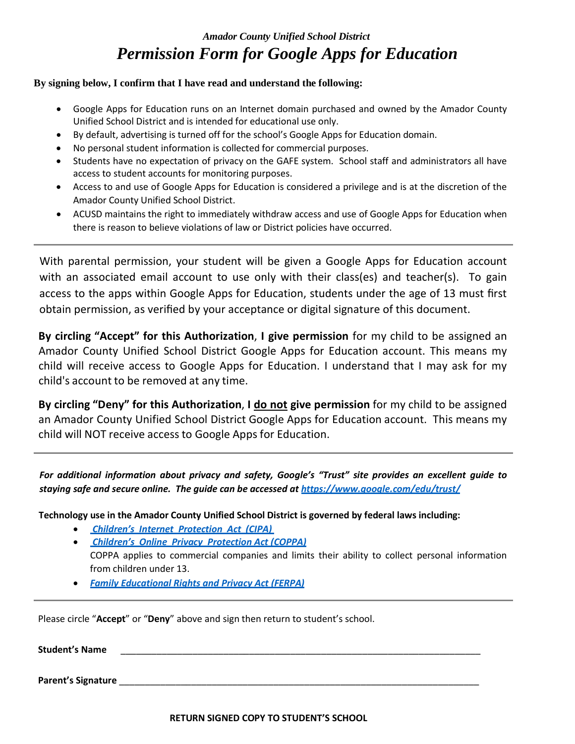*Amador County Unified School District*

# *Permission Form for Google Apps for Education*

**By signing below, I confirm that I have read and understand the following:**

- Google Apps for Education runs on an Internet domain purchased and owned by the Amador County Unified School District and is intended for educational use only.
- By default, advertising is turned off for the school's Google Apps for Education domain.
- No personal student information is collected for commercial purposes.
- Students have no expectation of privacy on the GAFE system. School staff and administrators all have access to student accounts for monitoring purposes.
- Access to and use of Google Apps for Education is considered a privilege and is at the discretion of the Amador County Unified School District.
- ACUSD maintains the right to immediately withdraw access and use of Google Apps for Education when there is reason to believe violations of law or District policies have occurred.

---

With parental permission, your student will be given a Google Apps for Education account with an associated email account to use only with their class(es) and teacher(s). To gain access to the apps within Google Apps for Education, students under the age of 13 must first obtain permission, as verified by your acceptance or digital signature of this document.

**By circling "Accept" for this Authorization**, **I give permission** for my child to be assigned an Amador County Unified School District Google Apps for Education account. This means my child will receive access to Google Apps for Education. I understand that I may ask for my child's account to be removed at any time.

**By circling "Deny" for this Authorization**, **I <u>do not</u> give permission** for my child to be assigned an Amador County Unified School District Google Apps for Education account. This means my child will NOT receive access to Google Apps for Education.

---

***For additional information about privacy and safety, Google's "Trust" site provides an excellent guide to staying safe and secure online. The guide can be accessed at [https://www.google.com/edu/trust/](https://www.google.com/edu/trust/)***

**Technology use in the Amador County Unified School District is governed by federal laws including:**

- *Children's Internet Protection Act (CIPA)*
- *Children's Online Privacy Protection Act (COPPA)*
  COPPA applies to commercial companies and limits their ability to collect personal information from children under 13.
- *Family Educational Rights and Privacy Act (FERPA)*

---

Please circle "**Accept**" or "**Deny**" above and sign then return to student's school.

**Student's Name** ______________________________________________________________________

**Parent's Signature** ____________________________________________________________________

**RETURN SIGNED COPY TO STUDENT'S SCHOOL**